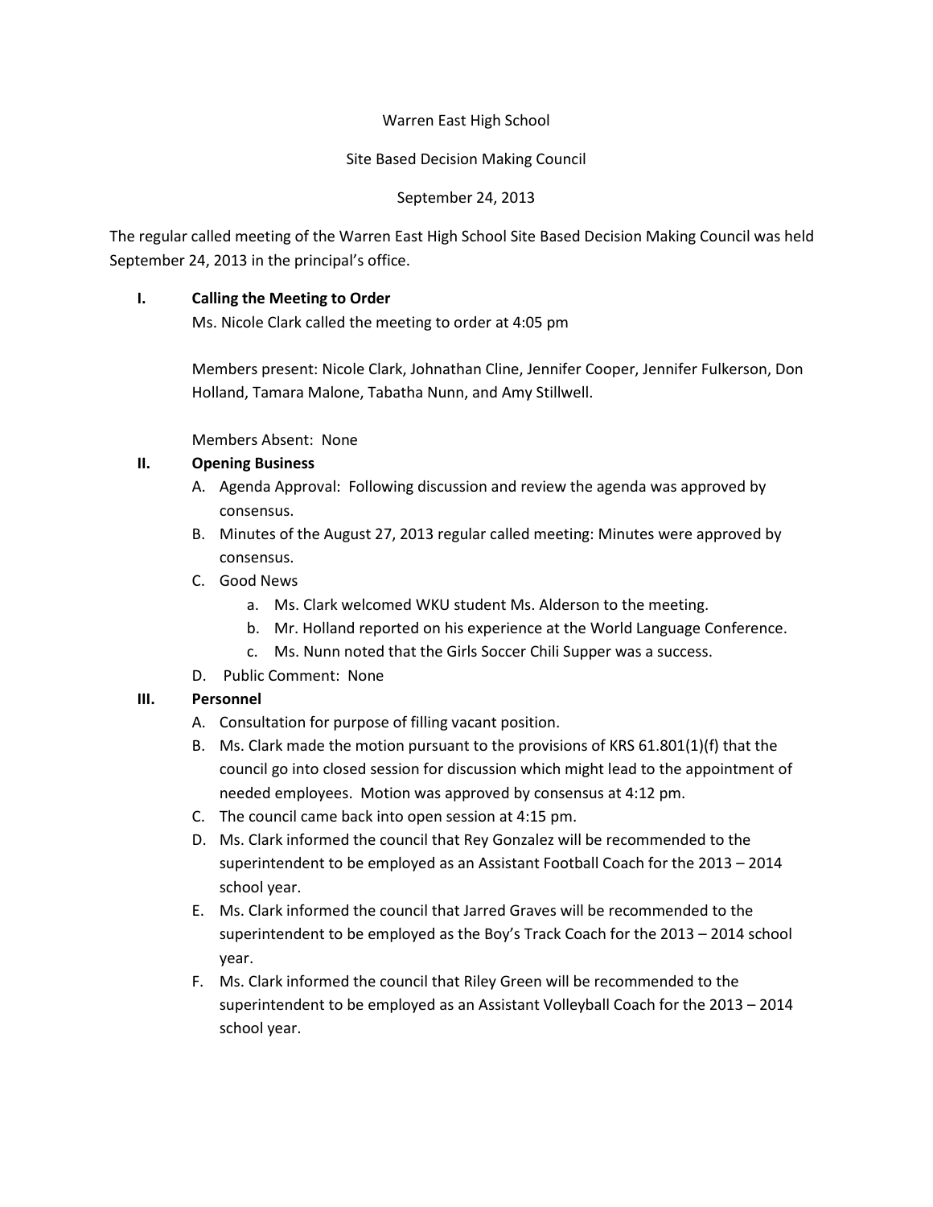Warren East High School

Site Based Decision Making Council

September 24, 2013

The regular called meeting of the Warren East High School Site Based Decision Making Council was held September 24, 2013 in the principal's office.

## I. Calling the Meeting to Order

Ms. Nicole Clark called the meeting to order at 4:05 pm

Members present: Nicole Clark, Johnathan Cline, Jennifer Cooper, Jennifer Fulkerson, Don Holland, Tamara Malone, Tabatha Nunn, and Amy Stillwell.

Members Absent: None

## II. Opening Business

A. Agenda Approval: Following discussion and review the agenda was approved by consensus.

B. Minutes of the August 27, 2013 regular called meeting: Minutes were approved by consensus.

C. Good News

   a. Ms. Clark welcomed WKU student Ms. Alderson to the meeting.
   
   b. Mr. Holland reported on his experience at the World Language Conference.
   
   c. Ms. Nunn noted that the Girls Soccer Chili Supper was a success.

D. Public Comment: None

## III. Personnel

A. Consultation for purpose of filling vacant position.

B. Ms. Clark made the motion pursuant to the provisions of KRS 61.801(1)(f) that the council go into closed session for discussion which might lead to the appointment of needed employees. Motion was approved by consensus at 4:12 pm.

C. The council came back into open session at 4:15 pm.

D. Ms. Clark informed the council that Rey Gonzalez will be recommended to the superintendent to be employed as an Assistant Football Coach for the 2013 – 2014 school year.

E. Ms. Clark informed the council that Jarred Graves will be recommended to the superintendent to be employed as the Boy's Track Coach for the 2013 – 2014 school year.

F. Ms. Clark informed the council that Riley Green will be recommended to the superintendent to be employed as an Assistant Volleyball Coach for the 2013 – 2014 school year.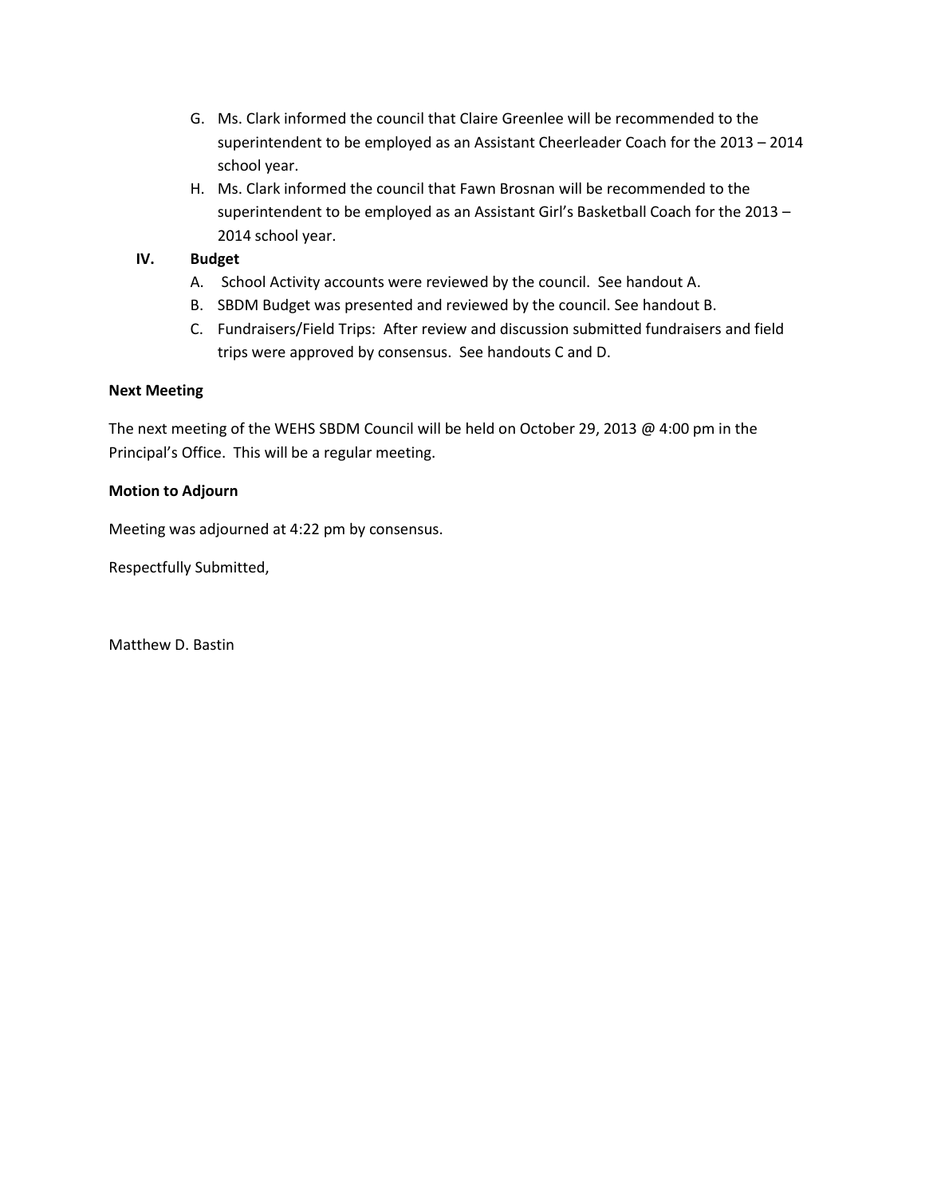G. Ms. Clark informed the council that Claire Greenlee will be recommended to the superintendent to be employed as an Assistant Cheerleader Coach for the 2013 – 2014 school year.

H. Ms. Clark informed the council that Fawn Brosnan will be recommended to the superintendent to be employed as an Assistant Girl's Basketball Coach for the 2013 – 2014 school year.

**IV. Budget**

A. School Activity accounts were reviewed by the council. See handout A.

B. SBDM Budget was presented and reviewed by the council. See handout B.

C. Fundraisers/Field Trips: After review and discussion submitted fundraisers and field trips were approved by consensus. See handouts C and D.

**Next Meeting**

The next meeting of the WEHS SBDM Council will be held on October 29, 2013 @ 4:00 pm in the Principal's Office. This will be a regular meeting.

**Motion to Adjourn**

Meeting was adjourned at 4:22 pm by consensus.

Respectfully Submitted,

Matthew D. Bastin